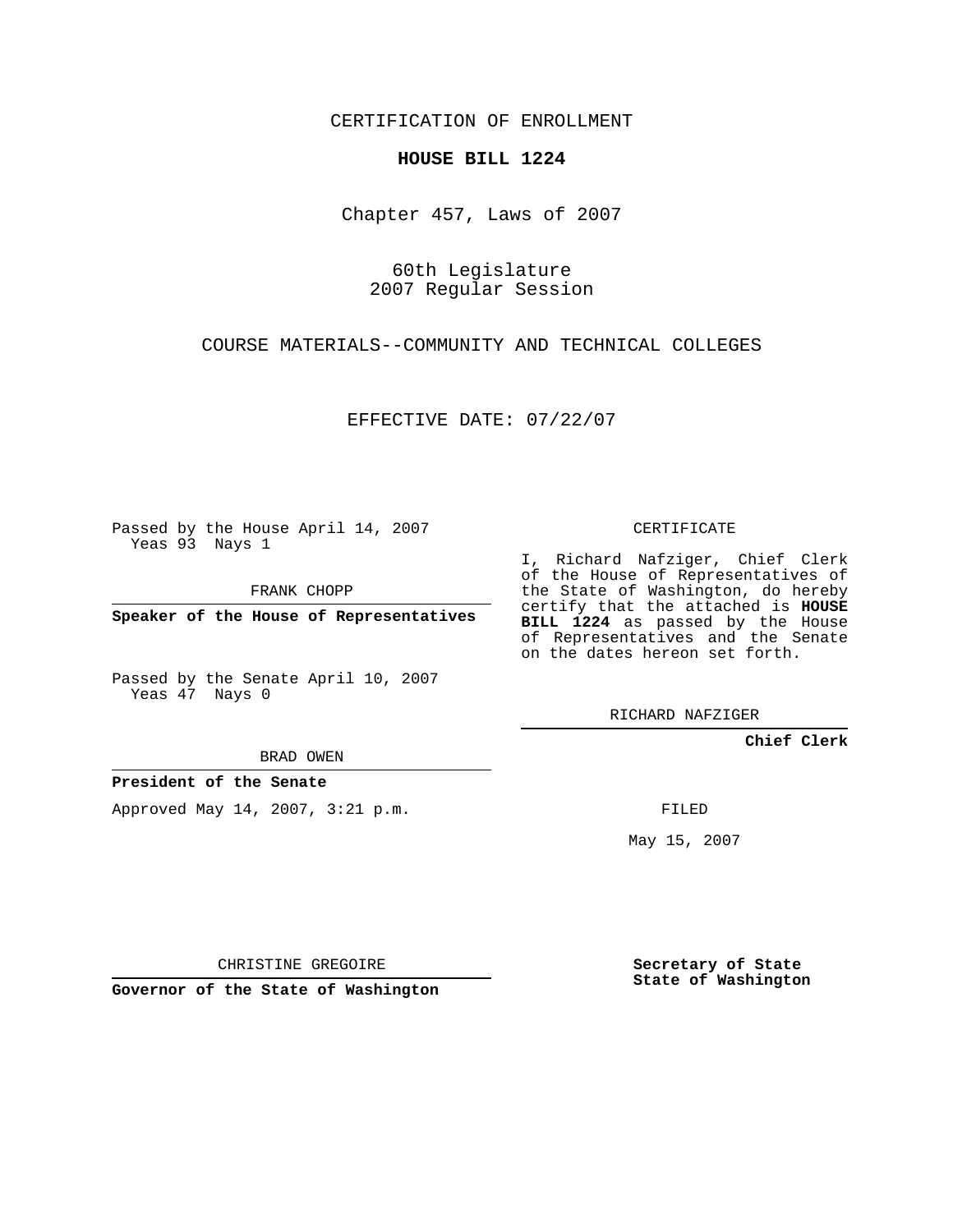CERTIFICATION OF ENROLLMENT

**HOUSE BILL 1224**

Chapter 457, Laws of 2007

60th Legislature
2007 Regular Session

COURSE MATERIALS--COMMUNITY AND TECHNICAL COLLEGES

EFFECTIVE DATE: 07/22/07

Passed by the House April 14, 2007
Yeas 93 Nays 1

FRANK CHOPP

**Speaker of the House of Representatives**

Passed by the Senate April 10, 2007
Yeas 47 Nays 0

BRAD OWEN

**President of the Senate**

Approved May 14, 2007, 3:21 p.m.

CHRISTINE GREGOIRE

**Governor of the State of Washington**

CERTIFICATE

I, Richard Nafziger, Chief Clerk of the House of Representatives of the State of Washington, do hereby certify that the attached is **HOUSE BILL 1224** as passed by the House of Representatives and the Senate on the dates hereon set forth.

RICHARD NAFZIGER

**Chief Clerk**

FILED

May 15, 2007

**Secretary of State**
**State of Washington**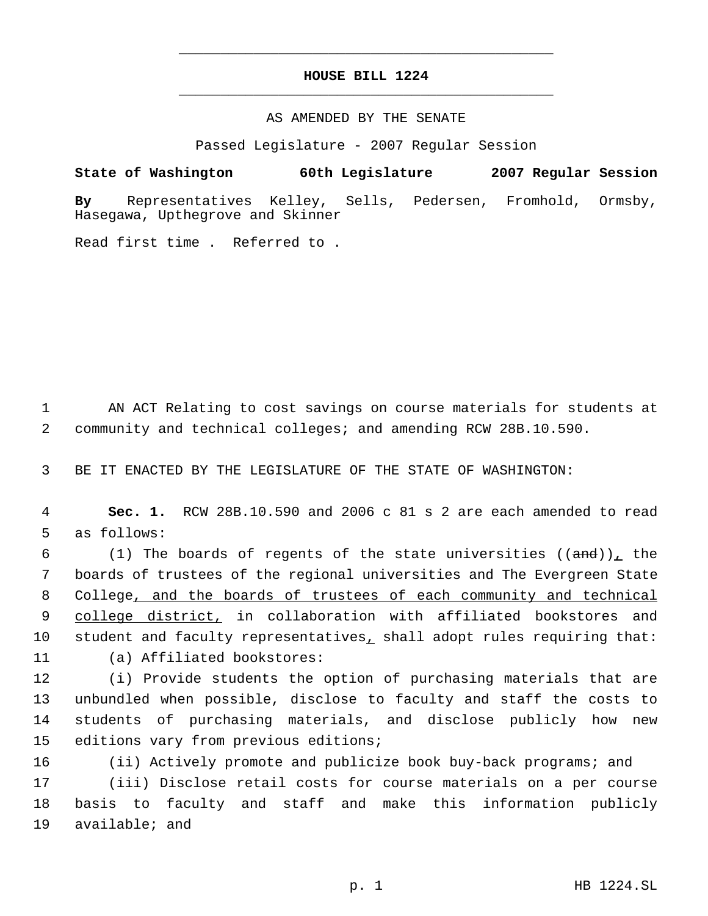# HOUSE BILL 1224

AS AMENDED BY THE SENATE

Passed Legislature - 2007 Regular Session

**State of Washington 60th Legislature 2007 Regular Session**

**By** Representatives Kelley, Sells, Pedersen, Fromhold, Ormsby, Hasegawa, Upthegrove and Skinner

Read first time . Referred to .

AN ACT Relating to cost savings on course materials for students at community and technical colleges; and amending RCW 28B.10.590.

BE IT ENACTED BY THE LEGISLATURE OF THE STATE OF WASHINGTON:

**Sec. 1.** RCW 28B.10.590 and 2006 c 81 s 2 are each amended to read as follows:

(1) The boards of regents of the state universities ((~~and~~)), the boards of trustees of the regional universities and The Evergreen State College, and the boards of trustees of each community and technical college district, in collaboration with affiliated bookstores and student and faculty representatives, shall adopt rules requiring that:

(a) Affiliated bookstores:

(i) Provide students the option of purchasing materials that are unbundled when possible, disclose to faculty and staff the costs to students of purchasing materials, and disclose publicly how new editions vary from previous editions;

(ii) Actively promote and publicize book buy-back programs; and

(iii) Disclose retail costs for course materials on a per course basis to faculty and staff and make this information publicly available; and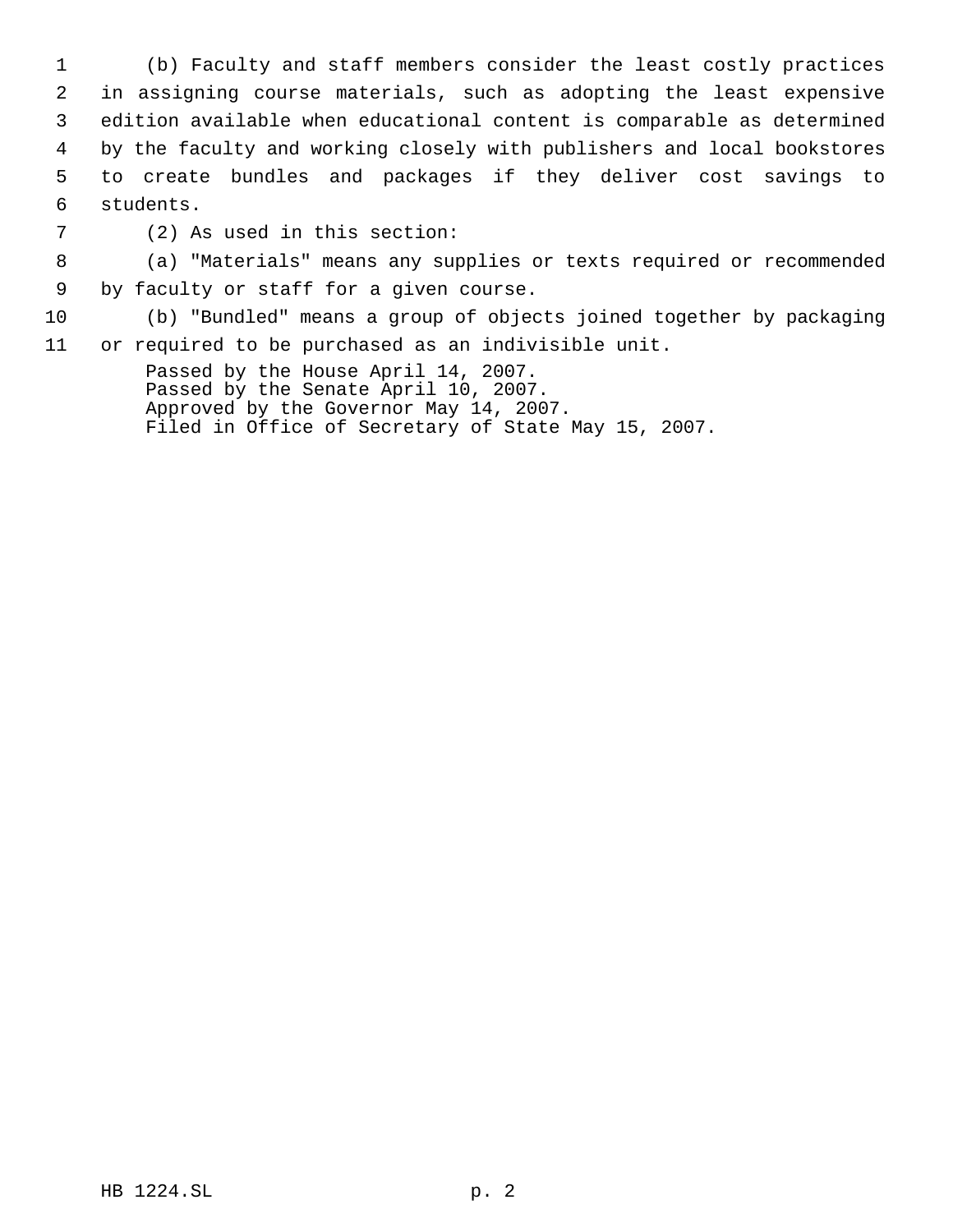(b) Faculty and staff members consider the least costly practices in assigning course materials, such as adopting the least expensive edition available when educational content is comparable as determined by the faculty and working closely with publishers and local bookstores to create bundles and packages if they deliver cost savings to students.

(2) As used in this section:

(a) "Materials" means any supplies or texts required or recommended by faculty or staff for a given course.

(b) "Bundled" means a group of objects joined together by packaging or required to be purchased as an indivisible unit.

Passed by the House April 14, 2007.
Passed by the Senate April 10, 2007.
Approved by the Governor May 14, 2007.
Filed in Office of Secretary of State May 15, 2007.